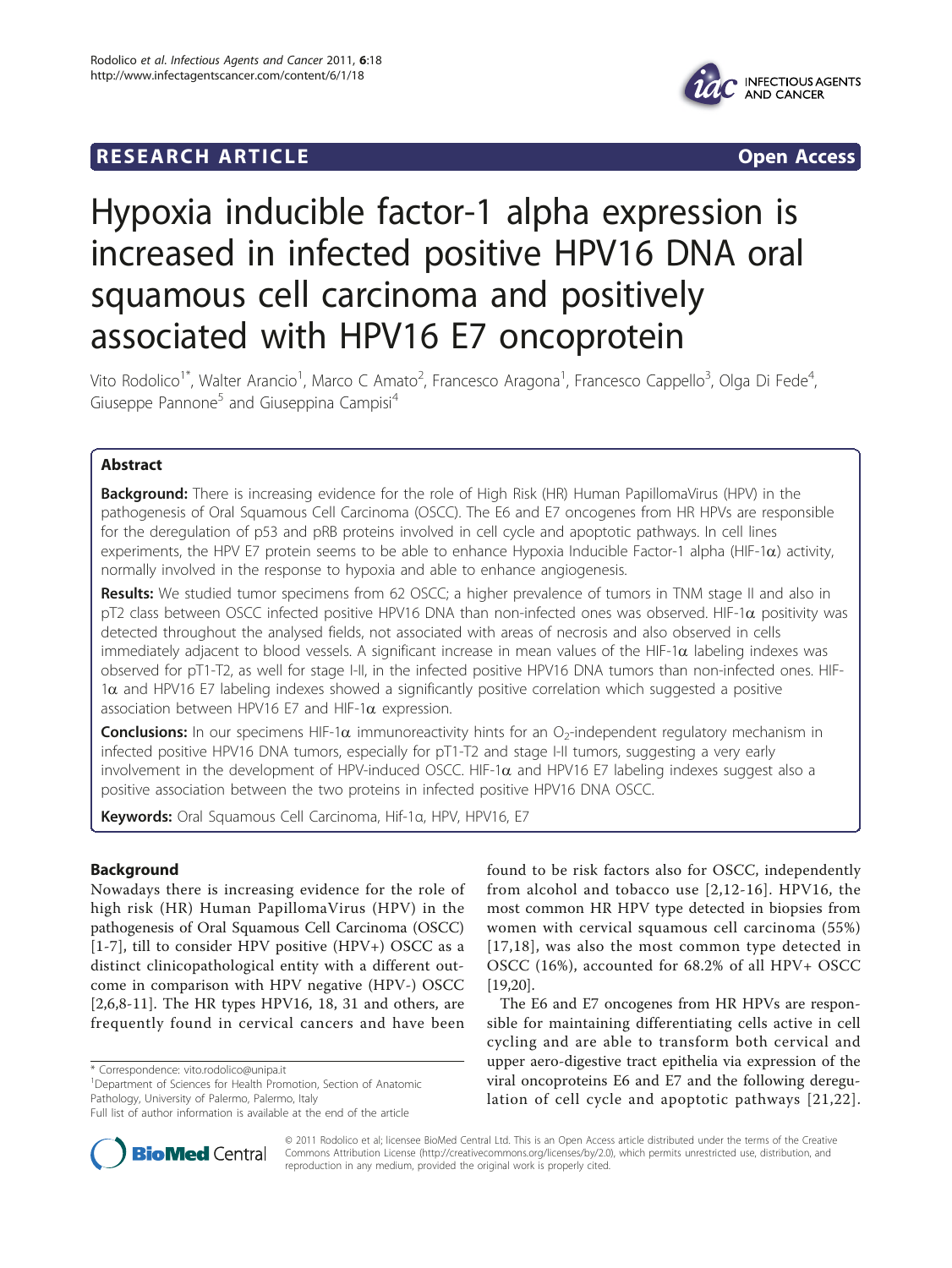RESEARCH ARTICLE Open Access

# Hypoxia inducible factor-1 alpha expression is increased in infected positive HPV16 DNA oral squamous cell carcinoma and positively associated with HPV16 E7 oncoprotein

Vito Rodolico[1*], Walter Arancio[1], Marco C Amato[2], Francesco Aragona[1], Francesco Cappello[3], Olga Di Fede[4], Giuseppe Pannone[5] and Giuseppina Campisi[4]

## Abstract

**Background:** There is increasing evidence for the role of High Risk (HR) Human PapillomaVirus (HPV) in the pathogenesis of Oral Squamous Cell Carcinoma (OSCC). The E6 and E7 oncogenes from HR HPVs are responsible for the deregulation of p53 and pRB proteins involved in cell cycle and apoptotic pathways. In cell lines experiments, the HPV E7 protein seems to be able to enhance Hypoxia Inducible Factor-1 alpha (HIF-1α) activity, normally involved in the response to hypoxia and able to enhance angiogenesis.

**Results:** We studied tumor specimens from 62 OSCC; a higher prevalence of tumors in TNM stage II and also in pT2 class between OSCC infected positive HPV16 DNA than non-infected ones was observed. HIF-1α positivity was detected throughout the analysed fields, not associated with areas of necrosis and also observed in cells immediately adjacent to blood vessels. A significant increase in mean values of the HIF-1α labeling indexes was observed for pT1-T2, as well for stage I-II, in the infected positive HPV16 DNA tumors than non-infected ones. HIF-1α and HPV16 E7 labeling indexes showed a significantly positive correlation which suggested a positive association between HPV16 E7 and HIF-1α expression.

**Conclusions:** In our specimens HIF-1α immunoreactivity hints for an $O_2$-independent regulatory mechanism in infected positive HPV16 DNA tumors, especially for pT1-T2 and stage I-II tumors, suggesting a very early involvement in the development of HPV-induced OSCC. HIF-1α and HPV16 E7 labeling indexes suggest also a positive association between the two proteins in infected positive HPV16 DNA OSCC.

**Keywords:** Oral Squamous Cell Carcinoma, Hif-1α, HPV, HPV16, E7

## Background

Nowadays there is increasing evidence for the role of high risk (HR) Human PapillomaVirus (HPV) in the pathogenesis of Oral Squamous Cell Carcinoma (OSCC) [1-7], till to consider HPV positive (HPV+) OSCC as a distinct clinicopathological entity with a different outcome in comparison with HPV negative (HPV-) OSCC [2,6,8-11]. The HR types HPV16, 18, 31 and others, are frequently found in cervical cancers and have been found to be risk factors also for OSCC, independently from alcohol and tobacco use [2,12-16]. HPV16, the most common HR HPV type detected in biopsies from women with cervical squamous cell carcinoma (55%) [17,18], was also the most common type detected in OSCC (16%), accounted for 68.2% of all HPV+ OSCC [19,20].

The E6 and E7 oncogenes from HR HPVs are responsible for maintaining differentiating cells active in cell cycling and are able to transform both cervical and upper aero-digestive tract epithelia via expression of the viral oncoproteins E6 and E7 and the following deregulation of cell cycle and apoptotic pathways [21,22].

\* Correspondence: vito.rodolico@unipa.it
[1]Department of Sciences for Health Promotion, Section of Anatomic Pathology, University of Palermo, Palermo, Italy
Full list of author information is available at the end of the article

© 2011 Rodolico et al; licensee BioMed Central Ltd. This is an Open Access article distributed under the terms of the Creative Commons Attribution License (http://creativecommons.org/licenses/by/2.0), which permits unrestricted use, distribution, and reproduction in any medium, provided the original work is properly cited.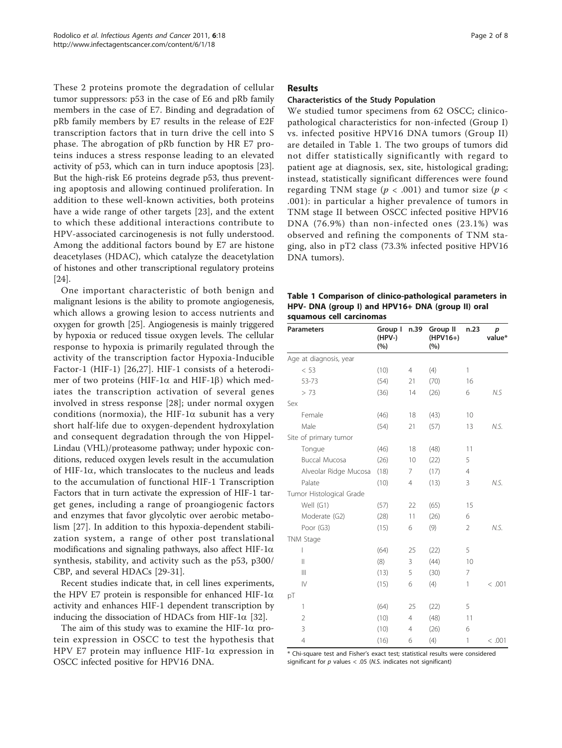These 2 proteins promote the degradation of cellular tumor suppressors: p53 in the case of E6 and pRb family members in the case of E7. Binding and degradation of pRb family members by E7 results in the release of E2F transcription factors that in turn drive the cell into S phase. The abrogation of pRb function by HR E7 proteins induces a stress response leading to an elevated activity of p53, which can in turn induce apoptosis [23]. But the high-risk E6 proteins degrade p53, thus preventing apoptosis and allowing continued proliferation. In addition to these well-known activities, both proteins have a wide range of other targets [23], and the extent to which these additional interactions contribute to HPV-associated carcinogenesis is not fully understood. Among the additional factors bound by E7 are histone deacetylases (HDAC), which catalyze the deacetylation of histones and other transcriptional regulatory proteins [24].

One important characteristic of both benign and malignant lesions is the ability to promote angiogenesis, which allows a growing lesion to access nutrients and oxygen for growth [25]. Angiogenesis is mainly triggered by hypoxia or reduced tissue oxygen levels. The cellular response to hypoxia is primarily regulated through the activity of the transcription factor Hypoxia-Inducible Factor-1 (HIF-1) [26,27]. HIF-1 consists of a heterodimer of two proteins (HIF-1α and HIF-1β) which mediates the transcription activation of several genes involved in stress response [28]; under normal oxygen conditions (normoxia), the HIF-1α subunit has a very short half-life due to oxygen-dependent hydroxylation and consequent degradation through the von Hippel-Lindau (VHL)/proteasome pathway; under hypoxic conditions, reduced oxygen levels result in the accumulation of HIF-1α, which translocates to the nucleus and leads to the accumulation of functional HIF-1 Transcription Factors that in turn activate the expression of HIF-1 target genes, including a range of proangiogenic factors and enzymes that favor glycolytic over aerobic metabolism [27]. In addition to this hypoxia-dependent stabilization system, a range of other post translational modifications and signaling pathways, also affect HIF-1α synthesis, stability, and activity such as the p53, p300/CBP, and several HDACs [29-31].

Recent studies indicate that, in cell lines experiments, the HPV E7 protein is responsible for enhanced HIF-1α activity and enhances HIF-1 dependent transcription by inducing the dissociation of HDACs from HIF-1α [32].

The aim of this study was to examine the HIF-1α protein expression in OSCC to test the hypothesis that HPV E7 protein may influence HIF-1α expression in OSCC infected positive for HPV16 DNA.

## Results

### Characteristics of the Study Population

We studied tumor specimens from 62 OSCC; clinico-pathological characteristics for non-infected (Group I) vs. infected positive HPV16 DNA tumors (Group II) are detailed in Table 1. The two groups of tumors did not differ statistically significantly with regard to patient age at diagnosis, sex, site, histological grading; instead, statistically significant differences were found regarding TNM stage ($p < .001$) and tumor size ($p < .001$): in particular a higher prevalence of tumors in TNM stage II between OSCC infected positive HPV16 DNA (76.9%) than non-infected ones (23.1%) was observed and refining the components of TNM staging, also in pT2 class (73.3% infected positive HPV16 DNA tumors).

**Table 1 Comparison of clinico-pathological parameters in HPV- DNA (group I) and HPV16+ DNA (group II) oral squamous cell carcinomas**

| Parameters | Group I (HPV-) (%) | n.39 | Group II (HPV16+) (%) | n.23 | p value* |
|---|---|---|---|---|---|
| Age at diagnosis, year | | | | | |
| < 53 | (10) | 4 | (4) | 1 | |
| 53-73 | (54) | 21 | (70) | 16 | |
| > 73 | (36) | 14 | (26) | 6 | N.S |
| Sex | | | | | |
| Female | (46) | 18 | (43) | 10 | |
| Male | (54) | 21 | (57) | 13 | N.S. |
| Site of primary tumor | | | | | |
| Tongue | (46) | 18 | (48) | 11 | |
| Buccal Mucosa | (26) | 10 | (22) | 5 | |
| Alveolar Ridge Mucosa | (18) | 7 | (17) | 4 | |
| Palate | (10) | 4 | (13) | 3 | N.S. |
| Tumor Histological Grade | | | | | |
| Well (G1) | (57) | 22 | (65) | 15 | |
| Moderate (G2) | (28) | 11 | (26) | 6 | |
| Poor (G3) | (15) | 6 | (9) | 2 | N.S. |
| TNM Stage | | | | | |
| I | (64) | 25 | (22) | 5 | |
| II | (8) | 3 | (44) | 10 | |
| III | (13) | 5 | (30) | 7 | |
| IV | (15) | 6 | (4) | 1 | < .001 |
| pT | | | | | |
| 1 | (64) | 25 | (22) | 5 | |
| 2 | (10) | 4 | (48) | 11 | |
| 3 | (10) | 4 | (26) | 6 | |
| 4 | (16) | 6 | (4) | 1 | < .001 |

\* Chi-square test and Fisher's exact test; statistical results were considered significant for *p* values < .05 (*N.S.* indicates not significant)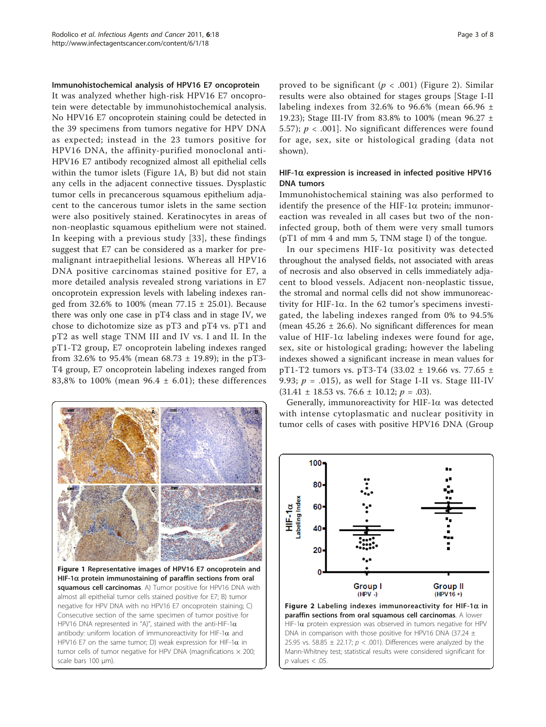### Immunohistochemical analysis of HPV16 E7 oncoprotein

It was analyzed whether high-risk HPV16 E7 oncoprotein were detectable by immunohistochemical analysis. No HPV16 E7 oncoprotein staining could be detected in the 39 specimens from tumors negative for HPV DNA as expected; instead in the 23 tumors positive for HPV16 DNA, the affinity-purified monoclonal anti-HPV16 E7 antibody recognized almost all epithelial cells within the tumor islets (Figure 1A, B) but did not stain any cells in the adjacent connective tissues. Dysplastic tumor cells in precancerous squamous epithelium adjacent to the cancerous tumor islets in the same section were also positively stained. Keratinocytes in areas of non-neoplastic squamous epithelium were not stained. In keeping with a previous study [33], these findings suggest that E7 can be considered as a marker for premalignant intraepithelial lesions. Whereas all HPV16 DNA positive carcinomas stained positive for E7, a more detailed analysis revealed strong variations in E7 oncoprotein expression levels with labeling indexes ranged from 32.6% to 100% (mean 77.15 ± 25.01). Because there was only one case in pT4 class and in stage IV, we chose to dichotomize size as pT3 and pT4 vs. pT1 and pT2 as well stage TNM III and IV vs. I and II. In the pT1-T2 group, E7 oncoprotein labeling indexes ranged from 32.6% to 95.4% (mean 68.73 ± 19.89); in the pT3-T4 group, E7 oncoprotein labeling indexes ranged from 83,8% to 100% (mean 96.4 ± 6.01); these differences proved to be significant ($p < .001$) (Figure 2). Similar results were also obtained for stages groups [Stage I-II labeling indexes from 32.6% to 96.6% (mean 66.96 ± 19.23); Stage III-IV from 83.8% to 100% (mean 96.27 ± 5.57); $p < .001$]. No significant differences were found for age, sex, site or histological grading (data not shown).

**Figure 1 Representative images of HPV16 E7 oncoprotein and HIF-1α protein immunostaining of paraffin sections from oral squamous cell carcinomas**. A) Tumor positive for HPV16 DNA with almost all epithelial tumor cells stained positive for E7; B) tumor negative for HPV DNA with no HPV16 E7 oncoprotein staining; C) Consecutive section of the same specimen of tumor positive for HPV16 DNA represented in "A)", stained with the anti-HIF-1α antibody: uniform location of immunoreactivity for HIF-1α and HPV16 E7 on the same tumor; D) weak expression for HIF-1α in tumor cells of tumor negative for HPV DNA (magnifications × 200; scale bars 100 μm).

### HIF-1α expression is increased in infected positive HPV16 DNA tumors

Immunohistochemical staining was also performed to identify the presence of the HIF-1α protein; immunoreaction was revealed in all cases but two of the non-infected group, both of them were very small tumors (pT1 of mm 4 and mm 5, TNM stage I) of the tongue.

In our specimens HIF-1α positivity was detected throughout the analysed fields, not associated with areas of necrosis and also observed in cells immediately adjacent to blood vessels. Adjacent non-neoplastic tissue, the stromal and normal cells did not show immunoreactivity for HIF-1α. In the 62 tumor's specimens investigated, the labeling indexes ranged from 0% to 94.5% (mean 45.26 ± 26.6). No significant differences for mean value of HIF-1α labeling indexes were found for age, sex, site or histological grading; however the labeling indexes showed a significant increase in mean values for pT1-T2 tumors vs. pT3-T4 (33.02 ± 19.66 vs. 77.65 ± 9.93; $p = .015$), as well for Stage I-II vs. Stage III-IV (31.41 ± 18.53 vs. 76.6 ± 10.12; $p = .03$).

Generally, immunoreactivity for HIF-1α was detected with intense cytoplasmatic and nuclear positivity in tumor cells of cases with positive HPV16 DNA (Group

HIF-1α Labeling Index
100
80
60
40
20
0
Group I (HPV -)
Group II (HPV16 +)

**Figure 2 Labeling indexes immunoreactivity for HIF-1α in paraffin sections from oral squamous cell carcinomas**. A lower HIF-1α protein expression was observed in tumors negative for HPV DNA in comparison with those positive for HPV16 DNA (37.24 ± 25.95 vs. 58.85 ± 22.17; $p < .001$). Differences were analyzed by the Mann-Whitney test; statistical results were considered significant for $p$ values < .05.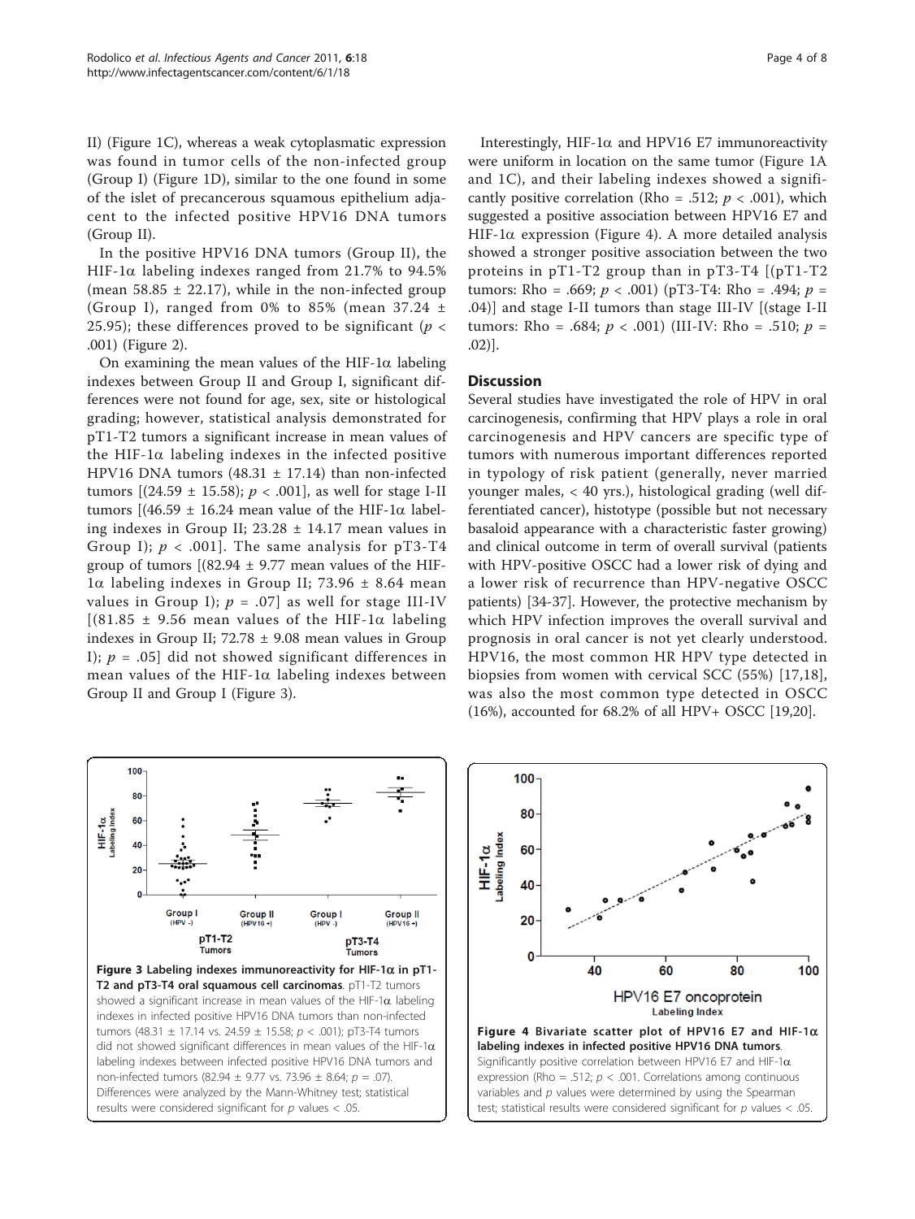II) (Figure 1C), whereas a weak cytoplasmatic expression was found in tumor cells of the non-infected group (Group I) (Figure 1D), similar to the one found in some of the islet of precancerous squamous epithelium adjacent to the infected positive HPV16 DNA tumors (Group II).

In the positive HPV16 DNA tumors (Group II), the HIF-1α labeling indexes ranged from 21.7% to 94.5% (mean 58.85 ± 22.17), while in the non-infected group (Group I), ranged from 0% to 85% (mean 37.24 ± 25.95); these differences proved to be significant ($p < .001$) (Figure 2).

On examining the mean values of the HIF-1α labeling indexes between Group II and Group I, significant differences were not found for age, sex, site or histological grading; however, statistical analysis demonstrated for pT1-T2 tumors a significant increase in mean values of the HIF-1α labeling indexes in the infected positive HPV16 DNA tumors (48.31 ± 17.14) than non-infected tumors [(24.59 ± 15.58); $p < .001$], as well for stage I-II tumors [(46.59 ± 16.24 mean value of the HIF-1α labeling indexes in Group II; 23.28 ± 14.17 mean values in Group I); $p < .001$]. The same analysis for pT3-T4 group of tumors [(82.94 ± 9.77 mean values of the HIF-1α labeling indexes in Group II; 73.96 ± 8.64 mean values in Group I); $p = .07$] as well for stage III-IV [(81.85 ± 9.56 mean values of the HIF-1α labeling indexes in Group II; 72.78 ± 9.08 mean values in Group I); $p = .05$] did not showed significant differences in mean values of the HIF-1α labeling indexes between Group II and Group I (Figure 3).

Interestingly, HIF-1α and HPV16 E7 immunoreactivity were uniform in location on the same tumor (Figure 1A and 1C), and their labeling indexes showed a significantly positive correlation (Rho = .512; $p < .001$), which suggested a positive association between HPV16 E7 and HIF-1α expression (Figure 4). A more detailed analysis showed a stronger positive association between the two proteins in pT1-T2 group than in pT3-T4 [(pT1-T2 tumors: Rho = .669; $p < .001$) (pT3-T4: Rho = .494; $p = .04$)] and stage I-II tumors than stage III-IV [(stage I-II tumors: Rho = .684; $p < .001$) (III-IV: Rho = .510; $p = .02$)].

## Discussion

Several studies have investigated the role of HPV in oral carcinogenesis, confirming that HPV plays a role in oral carcinogenesis and HPV cancers are specific type of tumors with numerous important differences reported in typology of risk patient (generally, never married younger males, < 40 yrs.), histological grading (well differentiated cancer), histotype (possible but not necessary basaloid appearance with a characteristic faster growing) and clinical outcome in term of overall survival (patients with HPV-positive OSCC had a lower risk of dying and a lower risk of recurrence than HPV-negative OSCC patients) [34-37]. However, the protective mechanism by which HPV infection improves the overall survival and prognosis in oral cancer is not yet clearly understood. HPV16, the most common HR HPV type detected in biopsies from women with cervical SCC (55%) [17,18], was also the most common type detected in OSCC (16%), accounted for 68.2% of all HPV+ OSCC [19,20].

HIF-1α
Labeling Index
100
80
60
40
20
0
Group I (HPV -)
Group II (HPV16 +)
Group I (HPV -)
Group II (HPV16 +)
pT1-T2 Tumors
pT3-T4 Tumors

**Figure 3 Labeling indexes immunoreactivity for HIF-1α in pT1-T2 and pT3-T4 oral squamous cell carcinomas**. pT1-T2 tumors showed a significant increase in mean values of the HIF-1α labeling indexes in infected positive HPV16 DNA tumors than non-infected tumors (48.31 ± 17.14 vs. 24.59 ± 15.58; $p < .001$); pT3-T4 tumors did not showed significant differences in mean values of the HIF-1α labeling indexes between infected positive HPV16 DNA tumors and non-infected tumors (82.94 ± 9.77 vs. 73.96 ± 8.64; $p = .07$). Differences were analyzed by the Mann-Whitney test; statistical results were considered significant for $p$ values < .05.

HIF-1α
Labeling Index
100
80
60
40
20
0
40
60
80
100
HPV16 E7 oncoprotein
Labeling Index

**Figure 4 Bivariate scatter plot of HPV16 E7 and HIF-1α labeling indexes in infected positive HPV16 DNA tumors**. Significantly positive correlation between HPV16 E7 and HIF-1α expression (Rho = .512; $p < .001$. Correlations among continuous variables and $p$ values were determined by using the Spearman test; statistical results were considered significant for $p$ values < .05.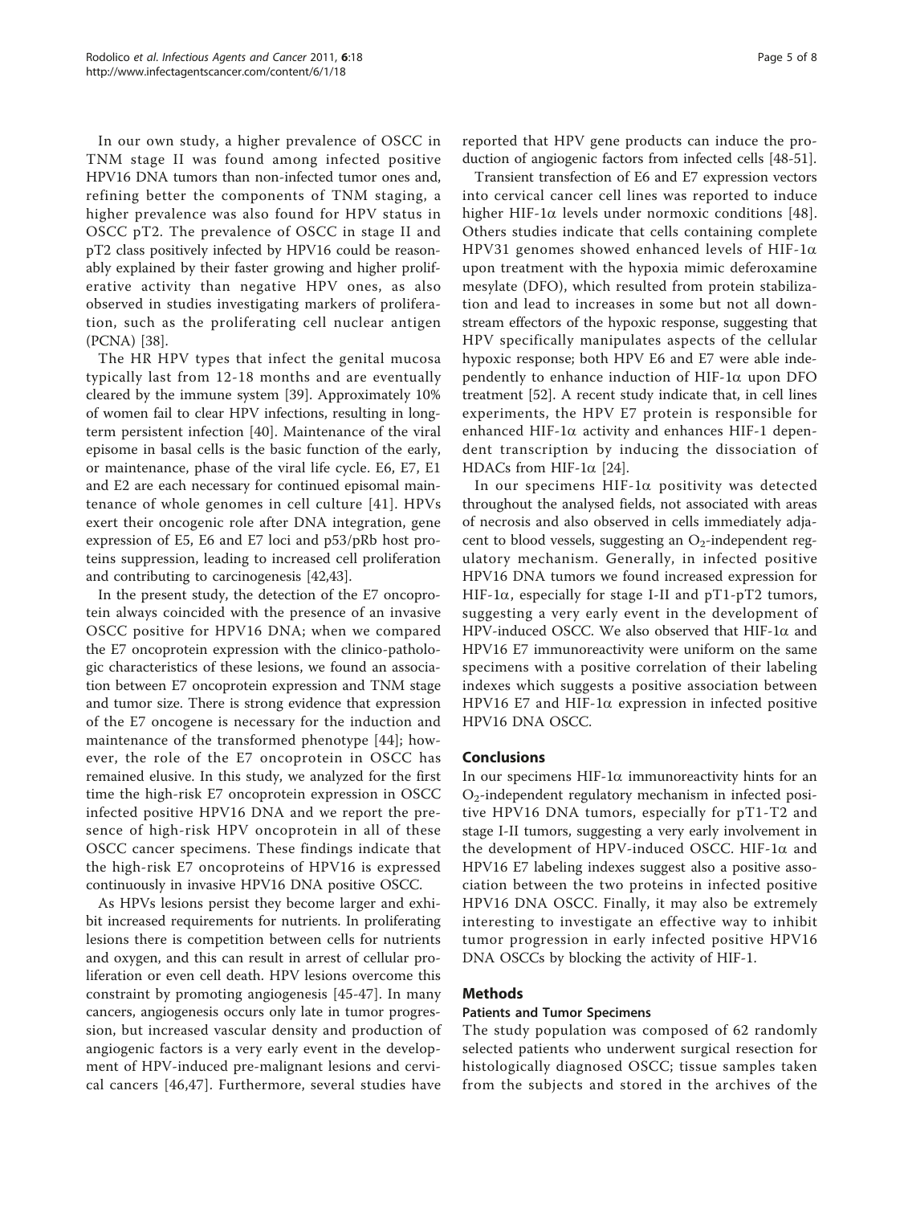In our own study, a higher prevalence of OSCC in TNM stage II was found among infected positive HPV16 DNA tumors than non-infected tumor ones and, refining better the components of TNM staging, a higher prevalence was also found for HPV status in OSCC pT2. The prevalence of OSCC in stage II and pT2 class positively infected by HPV16 could be reasonably explained by their faster growing and higher proliferative activity than negative HPV ones, as also observed in studies investigating markers of proliferation, such as the proliferating cell nuclear antigen (PCNA) [38].

The HR HPV types that infect the genital mucosa typically last from 12-18 months and are eventually cleared by the immune system [39]. Approximately 10% of women fail to clear HPV infections, resulting in long-term persistent infection [40]. Maintenance of the viral episome in basal cells is the basic function of the early, or maintenance, phase of the viral life cycle. E6, E7, E1 and E2 are each necessary for continued episomal maintenance of whole genomes in cell culture [41]. HPVs exert their oncogenic role after DNA integration, gene expression of E5, E6 and E7 loci and p53/pRb host proteins suppression, leading to increased cell proliferation and contributing to carcinogenesis [42,43].

In the present study, the detection of the E7 oncoprotein always coincided with the presence of an invasive OSCC positive for HPV16 DNA; when we compared the E7 oncoprotein expression with the clinico-pathologic characteristics of these lesions, we found an association between E7 oncoprotein expression and TNM stage and tumor size. There is strong evidence that expression of the E7 oncogene is necessary for the induction and maintenance of the transformed phenotype [44]; however, the role of the E7 oncoprotein in OSCC has remained elusive. In this study, we analyzed for the first time the high-risk E7 oncoprotein expression in OSCC infected positive HPV16 DNA and we report the presence of high-risk HPV oncoprotein in all of these OSCC cancer specimens. These findings indicate that the high-risk E7 oncoproteins of HPV16 is expressed continuously in invasive HPV16 DNA positive OSCC.

As HPVs lesions persist they become larger and exhibit increased requirements for nutrients. In proliferating lesions there is competition between cells for nutrients and oxygen, and this can result in arrest of cellular proliferation or even cell death. HPV lesions overcome this constraint by promoting angiogenesis [45-47]. In many cancers, angiogenesis occurs only late in tumor progression, but increased vascular density and production of angiogenic factors is a very early event in the development of HPV-induced pre-malignant lesions and cervical cancers [46,47]. Furthermore, several studies have reported that HPV gene products can induce the production of angiogenic factors from infected cells [48-51].

Transient transfection of E6 and E7 expression vectors into cervical cancer cell lines was reported to induce higher HIF-1α levels under normoxic conditions [48]. Others studies indicate that cells containing complete HPV31 genomes showed enhanced levels of HIF-1α upon treatment with the hypoxia mimic deferoxamine mesylate (DFO), which resulted from protein stabilization and lead to increases in some but not all downstream effectors of the hypoxic response, suggesting that HPV specifically manipulates aspects of the cellular hypoxic response; both HPV E6 and E7 were able independently to enhance induction of HIF-1α upon DFO treatment [52]. A recent study indicate that, in cell lines experiments, the HPV E7 protein is responsible for enhanced HIF-1α activity and enhances HIF-1 dependent transcription by inducing the dissociation of HDACs from HIF-1α [24].

In our specimens HIF-1α positivity was detected throughout the analysed fields, not associated with areas of necrosis and also observed in cells immediately adjacent to blood vessels, suggesting an $O_2$-independent regulatory mechanism. Generally, in infected positive HPV16 DNA tumors we found increased expression for HIF-1α, especially for stage I-II and pT1-pT2 tumors, suggesting a very early event in the development of HPV-induced OSCC. We also observed that HIF-1α and HPV16 E7 immunoreactivity were uniform on the same specimens with a positive correlation of their labeling indexes which suggests a positive association between HPV16 E7 and HIF-1α expression in infected positive HPV16 DNA OSCC.

## Conclusions

In our specimens HIF-1α immunoreactivity hints for an $O_2$-independent regulatory mechanism in infected positive HPV16 DNA tumors, especially for pT1-T2 and stage I-II tumors, suggesting a very early involvement in the development of HPV-induced OSCC. HIF-1α and HPV16 E7 labeling indexes suggest also a positive association between the two proteins in infected positive HPV16 DNA OSCC. Finally, it may also be extremely interesting to investigate an effective way to inhibit tumor progression in early infected positive HPV16 DNA OSCCs by blocking the activity of HIF-1.

## Methods

### Patients and Tumor Specimens

The study population was composed of 62 randomly selected patients who underwent surgical resection for histologically diagnosed OSCC; tissue samples taken from the subjects and stored in the archives of the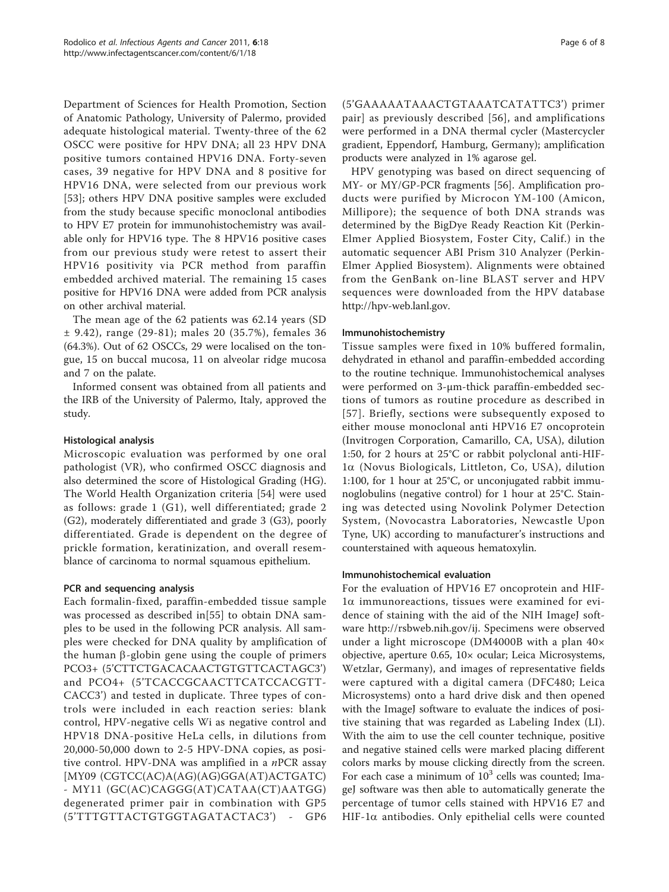Department of Sciences for Health Promotion, Section of Anatomic Pathology, University of Palermo, provided adequate histological material. Twenty-three of the 62 OSCC were positive for HPV DNA; all 23 HPV DNA positive tumors contained HPV16 DNA. Forty-seven cases, 39 negative for HPV DNA and 8 positive for HPV16 DNA, were selected from our previous work [53]; others HPV DNA positive samples were excluded from the study because specific monoclonal antibodies to HPV E7 protein for immunohistochemistry was available only for HPV16 type. The 8 HPV16 positive cases from our previous study were retest to assert their HPV16 positivity via PCR method from paraffin embedded archived material. The remaining 15 cases positive for HPV16 DNA were added from PCR analysis on other archival material.

The mean age of the 62 patients was 62.14 years (SD ± 9.42), range (29-81); males 20 (35.7%), females 36 (64.3%). Out of 62 OSCCs, 29 were localised on the tongue, 15 on buccal mucosa, 11 on alveolar ridge mucosa and 7 on the palate.

Informed consent was obtained from all patients and the IRB of the University of Palermo, Italy, approved the study.

### Histological analysis

Microscopic evaluation was performed by one oral pathologist (VR), who confirmed OSCC diagnosis and also determined the score of Histological Grading (HG). The World Health Organization criteria [54] were used as follows: grade 1 (G1), well differentiated; grade 2 (G2), moderately differentiated and grade 3 (G3), poorly differentiated. Grade is dependent on the degree of prickle formation, keratinization, and overall resemblance of carcinoma to normal squamous epithelium.

### PCR and sequencing analysis

Each formalin-fixed, paraffin-embedded tissue sample was processed as described in[55] to obtain DNA samples to be used in the following PCR analysis. All samples were checked for DNA quality by amplification of the human β-globin gene using the couple of primers PCO3+ (5'CTTCTGACACAACTGTGTTCACTAGC3') and PCO4+ (5'TCACCGCAACTTCATCCACGTTCACC3') and tested in duplicate. Three types of controls were included in each reaction series: blank control, HPV-negative cells Wi as negative control and HPV18 DNA-positive HeLa cells, in dilutions from 20,000-50,000 down to 2-5 HPV-DNA copies, as positive control. HPV-DNA was amplified in a *n*PCR assay [MY09 (CGTCC(AC)A(AG)(AG)GGA(AT)ACTGATC) - MY11 (GC(AC)CAGGG(AT)CATAA(CT)AATGG) degenerated primer pair in combination with GP5 (5'TTTGTTACTGTGGTAGATACTAC3') - GP6 (5'GAAAAATAAACTGTAAATCATATTC3') primer pair] as previously described [56], and amplifications were performed in a DNA thermal cycler (Mastercycler gradient, Eppendorf, Hamburg, Germany); amplification products were analyzed in 1% agarose gel.

HPV genotyping was based on direct sequencing of MY- or MY/GP-PCR fragments [56]. Amplification products were purified by Microcon YM-100 (Amicon, Millipore); the sequence of both DNA strands was determined by the BigDye Ready Reaction Kit (Perkin-Elmer Applied Biosystem, Foster City, Calif.) in the automatic sequencer ABI Prism 310 Analyzer (Perkin-Elmer Applied Biosystem). Alignments were obtained from the GenBank on-line BLAST server and HPV sequences were downloaded from the HPV database http://hpv-web.lanl.gov.

### Immunohistochemistry

Tissue samples were fixed in 10% buffered formalin, dehydrated in ethanol and paraffin-embedded according to the routine technique. Immunohistochemical analyses were performed on 3-μm-thick paraffin-embedded sections of tumors as routine procedure as described in [57]. Briefly, sections were subsequently exposed to either mouse monoclonal anti HPV16 E7 oncoprotein (Invitrogen Corporation, Camarillo, CA, USA), dilution 1:50, for 2 hours at 25°C or rabbit polyclonal anti-HIF-1α (Novus Biologicals, Littleton, Co, USA), dilution 1:100, for 1 hour at 25°C, or unconjugated rabbit immunoglobulins (negative control) for 1 hour at 25°C. Staining was detected using Novolink Polymer Detection System, (Novocastra Laboratories, Newcastle Upon Tyne, UK) according to manufacturer's instructions and counterstained with aqueous hematoxylin.

### Immunohistochemical evaluation

For the evaluation of HPV16 E7 oncoprotein and HIF-1α immunoreactions, tissues were examined for evidence of staining with the aid of the NIH ImageJ software http://rsbweb.nih.gov/ij. Specimens were observed under a light microscope (DM4000B with a plan 40× objective, aperture 0.65, 10× ocular; Leica Microsystems, Wetzlar, Germany), and images of representative fields were captured with a digital camera (DFC480; Leica Microsystems) onto a hard drive disk and then opened with the ImageJ software to evaluate the indices of positive staining that was regarded as Labeling Index (LI). With the aim to use the cell counter technique, positive and negative stained cells were marked placing different colors marks by mouse clicking directly from the screen. For each case a minimum of $10^3$ cells was counted; ImageJ software was then able to automatically generate the percentage of tumor cells stained with HPV16 E7 and HIF-1α antibodies. Only epithelial cells were counted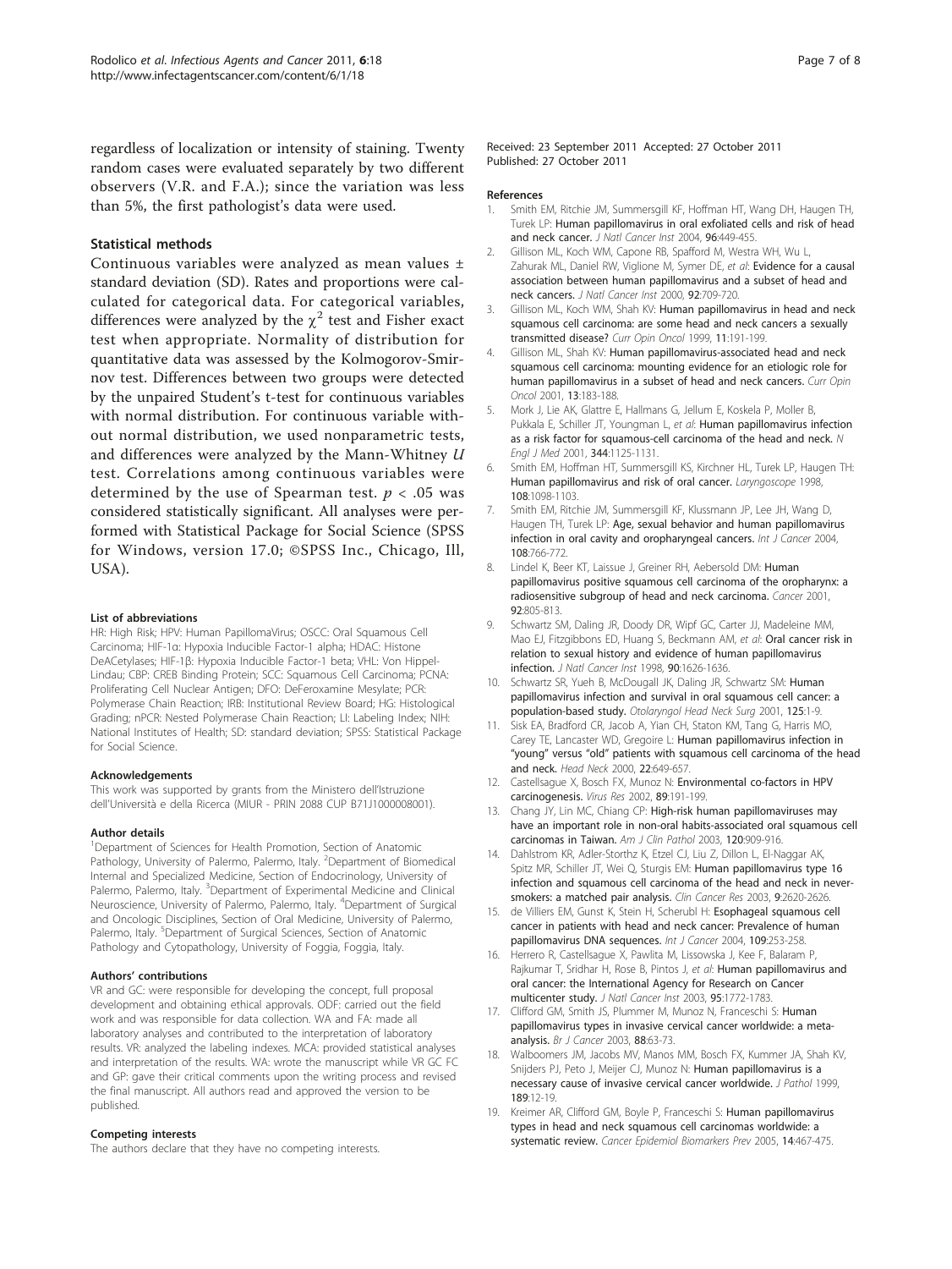regardless of localization or intensity of staining. Twenty random cases were evaluated separately by two different observers (V.R. and F.A.); since the variation was less than 5%, the first pathologist's data were used.

### Statistical methods

Continuous variables were analyzed as mean values ± standard deviation (SD). Rates and proportions were calculated for categorical data. For categorical variables, differences were analyzed by the $\chi^2$ test and Fisher exact test when appropriate. Normality of distribution for quantitative data was assessed by the Kolmogorov-Smirnov test. Differences between two groups were detected by the unpaired Student's t-test for continuous variables with normal distribution. For continuous variable without normal distribution, we used nonparametric tests, and differences were analyzed by the Mann-Whitney $U$ test. Correlations among continuous variables were determined by the use of Spearman test. $p < .05$ was considered statistically significant. All analyses were performed with Statistical Package for Social Science (SPSS for Windows, version 17.0; ©SPSS Inc., Chicago, Ill, USA).

#### List of abbreviations

HR: High Risk; HPV: Human PapillomaVirus; OSCC: Oral Squamous Cell Carcinoma; HIF-1α: Hypoxia Inducible Factor-1 alpha; HDAC: Histone DeACetylases; HIF-1β: Hypoxia Inducible Factor-1 beta; VHL: Von Hippel-Lindau; CBP: CREB Binding Protein; SCC: Squamous Cell Carcinoma; PCNA: Proliferating Cell Nuclear Antigen; DFO: DeFeroxamine Mesylate; PCR: Polymerase Chain Reaction; IRB: Institutional Review Board; HG: Histological Grading; nPCR: Nested Polymerase Chain Reaction; LI: Labeling Index; NIH: National Institutes of Health; SD: standard deviation; SPSS: Statistical Package for Social Science.

#### Acknowledgements

This work was supported by grants from the Ministero dell'Istruzione dell'Università e della Ricerca (MIUR - PRIN 2088 CUP B71J1000008001).

#### Author details

[1]Department of Sciences for Health Promotion, Section of Anatomic Pathology, University of Palermo, Palermo, Italy. [2]Department of Biomedical Internal and Specialized Medicine, Section of Endocrinology, University of Palermo, Palermo, Italy. [3]Department of Experimental Medicine and Clinical Neuroscience, University of Palermo, Palermo, Italy. [4]Department of Surgical and Oncologic Disciplines, Section of Oral Medicine, University of Palermo, Palermo, Italy. [5]Department of Surgical Sciences, Section of Anatomic Pathology and Cytopathology, University of Foggia, Foggia, Italy.

#### Authors' contributions

VR and GC: were responsible for developing the concept, full proposal development and obtaining ethical approvals. ODF: carried out the field work and was responsible for data collection. WA and FA: made all laboratory analyses and contributed to the interpretation of laboratory results. VR: analyzed the labeling indexes. MCA: provided statistical analyses and interpretation of the results. WA: wrote the manuscript while VR GC FC and GP: gave their critical comments upon the writing process and revised the final manuscript. All authors read and approved the version to be published.

#### Competing interests

The authors declare that they have no competing interests.

Received: 23 September 2011 Accepted: 27 October 2011
Published: 27 October 2011

#### References

1. Smith EM, Ritchie JM, Summersgill KF, Hoffman HT, Wang DH, Haugen TH, Turek LP: **Human papillomavirus in oral exfoliated cells and risk of head and neck cancer.** *J Natl Cancer Inst* 2004, **96**:449-455.
2. Gillison ML, Koch WM, Capone RB, Spafford M, Westra WH, Wu L, Zahurak ML, Daniel RW, Viglione M, Symer DE, *et al*: **Evidence for a causal association between human papillomavirus and a subset of head and neck cancers.** *J Natl Cancer Inst* 2000, **92**:709-720.
3. Gillison ML, Koch WM, Shah KV: **Human papillomavirus in head and neck squamous cell carcinoma: are some head and neck cancers a sexually transmitted disease?** *Curr Opin Oncol* 1999, **11**:191-199.
4. Gillison ML, Shah KV: **Human papillomavirus-associated head and neck squamous cell carcinoma: mounting evidence for an etiologic role for human papillomavirus in a subset of head and neck cancers.** *Curr Opin Oncol* 2001, **13**:183-188.
5. Mork J, Lie AK, Glattre E, Hallmans G, Jellum E, Koskela P, Moller B, Pukkala E, Schiller JT, Youngman L, *et al*: **Human papillomavirus infection as a risk factor for squamous-cell carcinoma of the head and neck.** *N Engl J Med* 2001, **344**:1125-1131.
6. Smith EM, Hoffman HT, Summersgill KS, Kirchner HL, Turek LP, Haugen TH: **Human papillomavirus and risk of oral cancer.** *Laryngoscope* 1998, **108**:1098-1103.
7. Smith EM, Ritchie JM, Summersgill KF, Klussmann JP, Lee JH, Wang D, Haugen TH, Turek LP: **Age, sexual behavior and human papillomavirus infection in oral cavity and oropharyngeal cancers.** *Int J Cancer* 2004, **108**:766-772.
8. Lindel K, Beer KT, Laissue J, Greiner RH, Aebersold DM: **Human papillomavirus positive squamous cell carcinoma of the oropharynx: a radiosensitive subgroup of head and neck carcinoma.** *Cancer* 2001, **92**:805-813.
9. Schwartz SM, Daling JR, Doody DR, Wipf GC, Carter JJ, Madeleine MM, Mao EJ, Fitzgibbons ED, Huang S, Beckmann AM, *et al*: **Oral cancer risk in relation to sexual history and evidence of human papillomavirus infection.** *J Natl Cancer Inst* 1998, **90**:1626-1636.
10. Schwartz SR, Yueh B, McDougall JK, Daling JR, Schwartz SM: **Human papillomavirus infection and survival in oral squamous cell cancer: a population-based study.** *Otolaryngol Head Neck Surg* 2001, **125**:1-9.
11. Sisk EA, Bradford CR, Jacob A, Yian CH, Staton KM, Tang G, Harris MO, Carey TE, Lancaster WD, Gregoire L: **Human papillomavirus infection in "young" versus "old" patients with squamous cell carcinoma of the head and neck.** *Head Neck* 2000, **22**:649-657.
12. Castellsague X, Bosch FX, Munoz N: **Environmental co-factors in HPV carcinogenesis.** *Virus Res* 2002, **89**:191-199.
13. Chang JY, Lin MC, Chiang CP: **High-risk human papillomaviruses may have an important role in non-oral habits-associated oral squamous cell carcinomas in Taiwan.** *Am J Clin Pathol* 2003, **120**:909-916.
14. Dahlstrom KR, Adler-Storthz K, Etzel CJ, Liu Z, Dillon L, El-Naggar AK, Spitz MR, Schiller JT, Wei Q, Sturgis EM: **Human papillomavirus type 16 infection and squamous cell carcinoma of the head and neck in never-smokers: a matched pair analysis.** *Clin Cancer Res* 2003, **9**:2620-2626.
15. de Villiers EM, Gunst K, Stein H, Scherubl H: **Esophageal squamous cell cancer in patients with head and neck cancer: Prevalence of human papillomavirus DNA sequences.** *Int J Cancer* 2004, **109**:253-258.
16. Herrero R, Castellsague X, Pawlita M, Lissowska J, Kee F, Balaram P, Rajkumar T, Sridhar H, Rose B, Pintos J, *et al*: **Human papillomavirus and oral cancer: the International Agency for Research on Cancer multicenter study.** *J Natl Cancer Inst* 2003, **95**:1772-1783.
17. Clifford GM, Smith JS, Plummer M, Munoz N, Franceschi S: **Human papillomavirus types in invasive cervical cancer worldwide: a meta-analysis.** *Br J Cancer* 2003, **88**:63-73.
18. Walboomers JM, Jacobs MV, Manos MM, Bosch FX, Kummer JA, Shah KV, Snijders PJ, Peto J, Meijer CJ, Munoz N: **Human papillomavirus is a necessary cause of invasive cervical cancer worldwide.** *J Pathol* 1999, **189**:12-19.
19. Kreimer AR, Clifford GM, Boyle P, Franceschi S: **Human papillomavirus types in head and neck squamous cell carcinomas worldwide: a systematic review.** *Cancer Epidemiol Biomarkers Prev* 2005, **14**:467-475.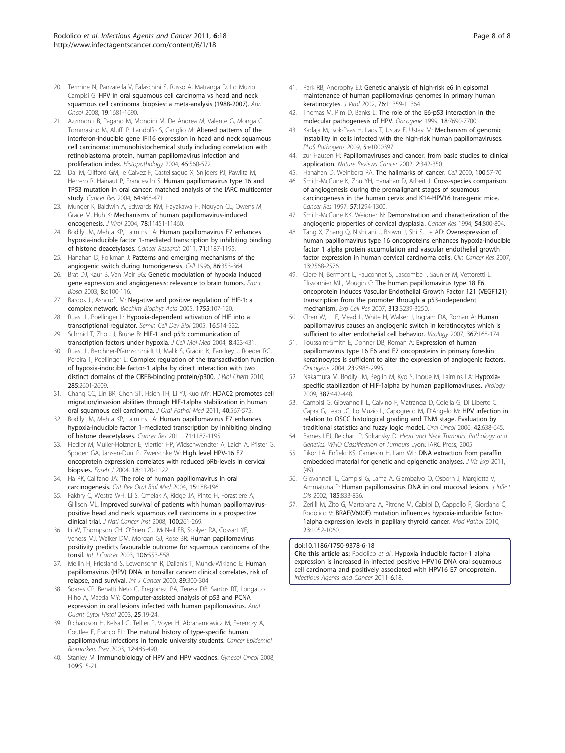20. Termine N, Panzarella V, Falaschini S, Russo A, Matranga D, Lo Muzio L, Campisi G: **HPV in oral squamous cell carcinoma vs head and neck squamous cell carcinoma biopsies: a meta-analysis (1988-2007).** *Ann Oncol* 2008, **19**:1681-1690.
21. Azzimonti B, Pagano M, Mondini M, De Andrea M, Valente G, Monga G, Tommasino M, Aluffi P, Landolfo S, Gariglio M: **Altered patterns of the interferon-inducible gene IFI16 expression in head and neck squamous cell carcinoma: immunohistochemical study including correlation with retinoblastoma protein, human papillomavirus infection and proliferation index.** *Histopathology* 2004, **45**:560-572.
22. Dai M, Clifford GM, le Calvez F, Castellsague X, Snijders PJ, Pawlita M, Herrero R, Hainaut P, Franceschi S: **Human papillomavirus type 16 and TP53 mutation in oral cancer: matched analysis of the IARC multicenter study.** *Cancer Res* 2004, **64**:468-471.
23. Munger K, Baldwin A, Edwards KM, Hayakawa H, Nguyen CL, Owens M, Grace M, Huh K: **Mechanisms of human papillomavirus-induced oncogenesis.** *J Virol* 2004, **78**:11451-11460.
24. Bodily JM, Mehta KP, Laimins LA: **Human papillomavirus E7 enhances hypoxia-inducible factor 1-mediated transcription by inhibiting binding of histone deacetylases.** *Cancer Research* 2011, **71**:1187-1195.
25. Hanahan D, Folkman J: **Patterns and emerging mechanisms of the angiogenic switch during tumorigenesis.** *Cell* 1996, **86**:353-364.
26. Brat DJ, Kaur B, Van Meir EG: **Genetic modulation of hypoxia induced gene expression and angiogenesis: relevance to brain tumors.** *Front Biosci* 2003, **8**:d100-116.
27. Bardos JI, Ashcroft M: **Negative and positive regulation of HIF-1: a complex network.** *Biochim Biophys Acta* 2005, **1755**:107-120.
28. Ruas JL, Poellinger L: **Hypoxia-dependent activation of HIF into a transcriptional regulator.** *Semin Cell Dev Biol* 2005, **16**:514-522.
29. Schmid T, Zhou J, Brune B: **HIF-1 and p53: communication of transcription factors under hypoxia.** *J Cell Mol Med* 2004, **8**:423-431.
30. Ruas JL, Berchner-Pfannschmidt U, Malik S, Gradin K, Fandrey J, Roeder RG, Pereira T, Poellinger L: **Complex regulation of the transactivation function of hypoxia-inducible factor-1 alpha by direct interaction with two distinct domains of the CREB-binding protein/p300.** *J Biol Chem* 2010, **285**:2601-2609.
31. Chang CC, Lin BR, Chen ST, Hsieh TH, Li YJ, Kuo MY: **HDAC2 promotes cell migration/invasion abilities through HIF-1alpha stabilization in human oral squamous cell carcinoma.** *J Oral Pathol Med* 2011, **40**:567-575.
32. Bodily JM, Mehta KP, Laimins LA: **Human papillomavirus E7 enhances hypoxia-inducible factor 1-mediated transcription by inhibiting binding of histone deacetylases.** *Cancer Res* 2011, **71**:1187-1195.
33. Fiedler M, Muller-Holzner E, Viertler HP, Widschwendter A, Laich A, Pfister G, Spoden GA, Jansen-Durr P, Zwerschke W: **High level HPV-16 E7 oncoprotein expression correlates with reduced pRb-levels in cervical biopsies.** *Faseb J* 2004, **18**:1120-1122.
34. Ha PK, Califano JA: **The role of human papillomavirus in oral carcinogenesis.** *Crit Rev Oral Biol Med* 2004, **15**:188-196.
35. Fakhry C, Westra WH, Li S, Cmelak A, Ridge JA, Pinto H, Forastiere A, Gillison ML: **Improved survival of patients with human papillomavirus-positive head and neck squamous cell carcinoma in a prospective clinical trial.** *J Natl Cancer Inst* 2008, **100**:261-269.
36. Li W, Thompson CH, O'Brien CJ, McNeil EB, Scolyer RA, Cossart YE, Veness MJ, Walker DM, Morgan GJ, Rose BR: **Human papillomavirus positivity predicts favourable outcome for squamous carcinoma of the tonsil.** *Int J Cancer* 2003, **106**:553-558.
37. Mellin H, Friesland S, Lewensohn R, Dalianis T, Munck-Wikland E: **Human papillomavirus (HPV) DNA in tonsillar cancer: clinical correlates, risk of relapse, and survival.** *Int J Cancer* 2000, **89**:300-304.
38. Soares CP, Benatti Neto C, Fregonezi PA, Teresa DB, Santos RT, Longatto Filho A, Maeda MY: **Computer-assisted analysis of p53 and PCNA expression in oral lesions infected with human papillomavirus.** *Anal Quant Cytol Histol* 2003, **25**:19-24.
39. Richardson H, Kelsall G, Tellier P, Voyer H, Abrahamowicz M, Ferenczy A, Coutlee F, Franco EL: **The natural history of type-specific human papillomavirus infections in female university students.** *Cancer Epidemiol Biomarkers Prev* 2003, **12**:485-490.
40. Stanley M: **Immunobiology of HPV and HPV vaccines.** *Gynecol Oncol* 2008, **109**:S15-21.
41. Park RB, Androphy EJ: **Genetic analysis of high-risk e6 in episomal maintenance of human papillomavirus genomes in primary human keratinocytes.** *J Virol* 2002, **76**:11359-11364.
42. Thomas M, Pim D, Banks L: **The role of the E6-p53 interaction in the molecular pathogenesis of HPV.** *Oncogene* 1999, **18**:7690-7700.
43. Kadaja M, Isok-Paas H, Laos T, Ustav E, Ustav M: **Mechanism of genomic instability in cells infected with the high-risk human papillomaviruses.** *PLoS Pathogens* 2009, **5**:e1000397.
44. zur Hausen H: **Papillomaviruses and cancer: from basic studies to clinical application.** *Nature Reviews Cancer* 2002, **2**:342-350.
45. Hanahan D, Weinberg RA: **The hallmarks of cancer.** *Cell* 2000, **100**:57-70.
46. Smith-McCune K, Zhu YH, Hanahan D, Arbeit J: **Cross-species comparison of angiogenesis during the premalignant stages of squamous carcinogenesis in the human cervix and K14-HPV16 transgenic mice.** *Cancer Res* 1997, **57**:1294-1300.
47. Smith-McCune KK, Weidner N: **Demonstration and characterization of the angiogenic properties of cervical dysplasia.** *Cancer Res* 1994, **54**:800-804.
48. Tang X, Zhang Q, Nishitani J, Brown J, Shi S, Le AD: **Overexpression of human papillomavirus type 16 oncoproteins enhances hypoxia-inducible factor 1 alpha protein accumulation and vascular endothelial growth factor expression in human cervical carcinoma cells.** *Clin Cancer Res* 2007, **13**:2568-2576.
49. Clere N, Bermont L, Fauconnet S, Lascombe I, Saunier M, Vettoretti L, Plissonnier ML, Mougin C: **The human papillomavirus type 18 E6 oncoprotein induces Vascular Endothelial Growth Factor 121 (VEGF121) transcription from the promoter through a p53-independent mechanism.** *Exp Cell Res* 2007, **313**:3239-3250.
50. Chen W, Li F, Mead L, White H, Walker J, Ingram DA, Roman A: **Human papillomavirus causes an angiogenic switch in keratinocytes which is sufficient to alter endothelial cell behavior.** *Virology* 2007, **367**:168-174.
51. Toussaint-Smith E, Donner DB, Roman A: **Expression of human papillomavirus type 16 E6 and E7 oncoproteins in primary foreskin keratinocytes is sufficient to alter the expression of angiogenic factors.** *Oncogene* 2004, **23**:2988-2995.
52. Nakamura M, Bodily JM, Beglin M, Kyo S, Inoue M, Laimins LA: **Hypoxia-specific stabilization of HIF-1alpha by human papillomaviruses.** *Virology* 2009, **387**:442-448.
53. Campisi G, Giovannelli L, Calvino F, Matranga D, Colella G, Di Liberto C, Capra G, Leao JC, Lo Muzio L, Capogreco M, D'Angelo M: **HPV infection in relation to OSCC histological grading and TNM stage. Evaluation by traditional statistics and fuzzy logic model.** *Oral Oncol* 2006, **42**:638-645.
54. Barnes LEJ, Reichart P, Sidransky D: *Head and Neck Tumours. Pathology and Genetics. WHO Classification of Tumours* Lyon: IARC Press; 2005.
55. Pikor LA, Enfield KS, Cameron H, Lam WL: **DNA extraction from paraffin embedded material for genetic and epigenetic analyses.** *J Vis Exp* 2011, (49).
56. Giovannelli L, Campisi G, Lama A, Giambalvo O, Osborn J, Margiotta V, Ammatuna P: **Human papillomavirus DNA in oral mucosal lesions.** *J Infect Dis* 2002, **185**:833-836.
57. Zerilli M, Zito G, Martorana A, Pitrone M, Cabibi D, Cappello F, Giordano C, Rodolico V: **BRAF(V600E) mutation influences hypoxia-inducible factor-1alpha expression levels in papillary thyroid cancer.** *Mod Pathol* 2010, **23**:1052-1060.

doi:10.1186/1750-9378-6-18

**Cite this article as:** Rodolico *et al.*: Hypoxia inducible factor-1 alpha expression is increased in infected positive HPV16 DNA oral squamous cell carcinoma and positively associated with HPV16 E7 oncoprotein. *Infectious Agents and Cancer* 2011 **6**:18.